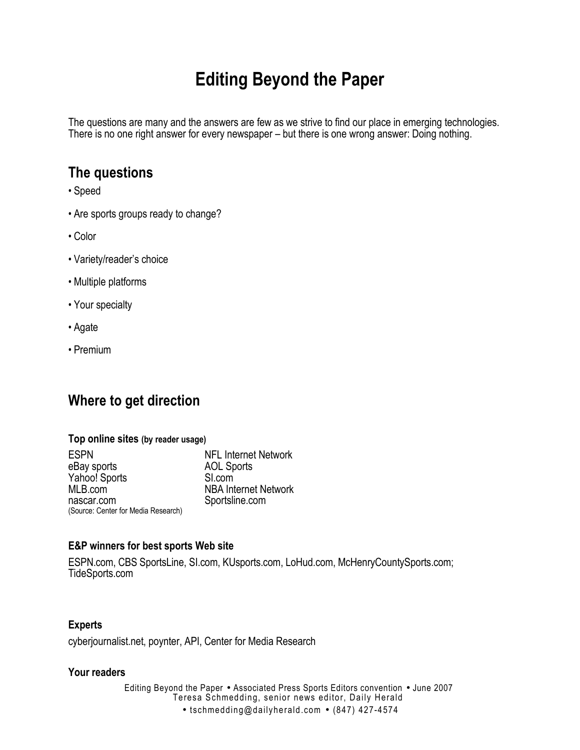# Editing Beyond the Paper

The questions are many and the answers are few as we strive to find our place in emerging technologies. There is no one right answer for every newspaper – but there is one wrong answer: Doing nothing.

## The questions

- Speed
- Are sports groups ready to change?
- Color
- Variety/reader's choice
- Multiple platforms
- Your specialty
- Agate
- Premium

## Where to get direction

### Top online sites (by reader usage)

ESPN
eBay sports
Yahoo! Sports
MLB.com
nascar.com
NFL Internet Network
AOL Sports
SI.com
NBA Internet Network
Sportsline.com

(Source: Center for Media Research)

### E&P winners for best sports Web site

ESPN.com, CBS SportsLine, SI.com, KUsports.com, LoHud.com, McHenryCountySports.com; TideSports.com

### Experts

cyberjournalist.net, poynter, API, Center for Media Research

### Your readers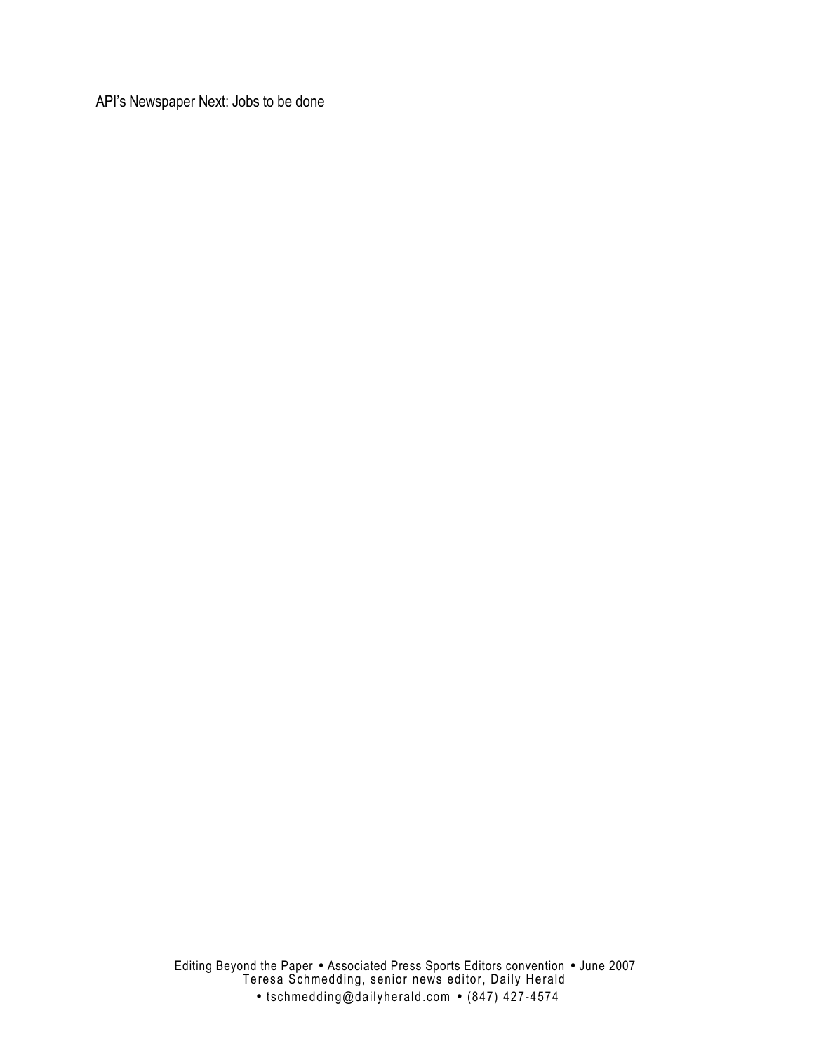API's Newspaper Next: Jobs to be done